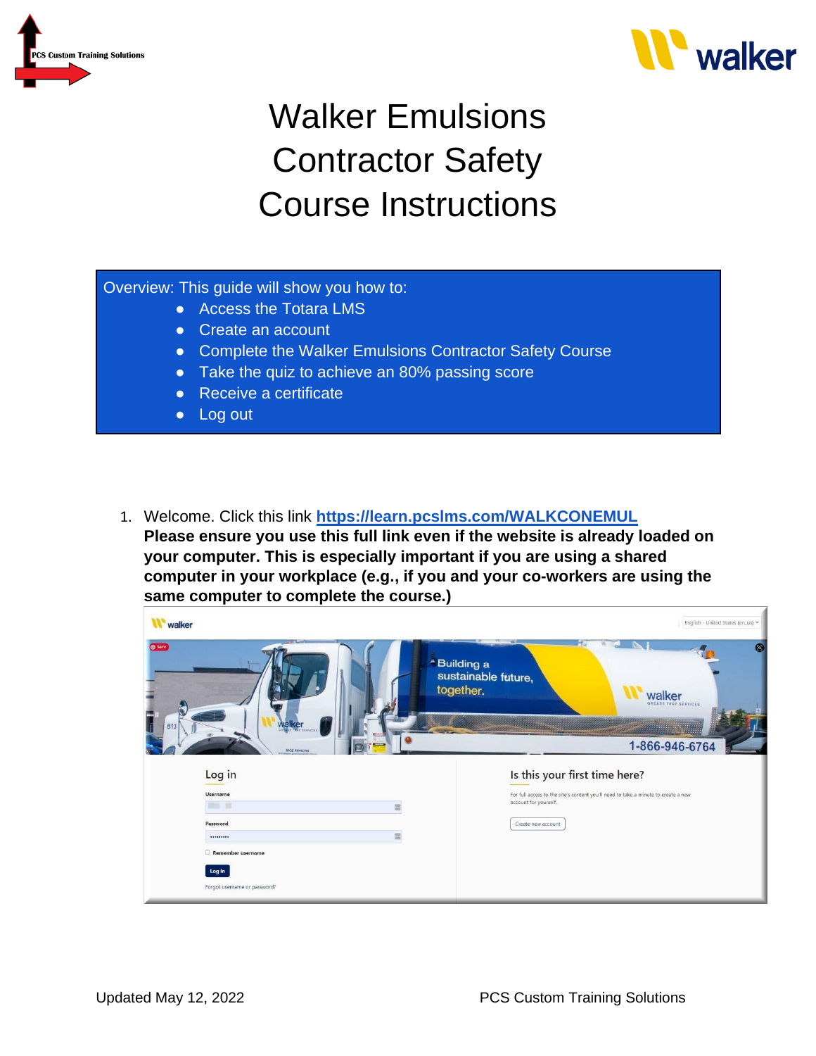# Walker Emulsions Contractor Safety Course Instructions

Overview: This guide will show you how to:

- Access the Totara LMS
- Create an account
- Complete the Walker Emulsions Contractor Safety Course
- Take the quiz to achieve an 80% passing score
- Receive a certificate
- Log out

1. Welcome. Click this link [https://learn.pcslms.com/WALKCONEMUL](https://learn.pcslms.com/WALKCONEMUL)
   **Please ensure you use this full link even if the website is already loaded on your computer. This is especially important if you are using a shared computer in your workplace (e.g., if you and your co-workers are using the same computer to complete the course.)**

Updated May 12, 2022

PCS Custom Training Solutions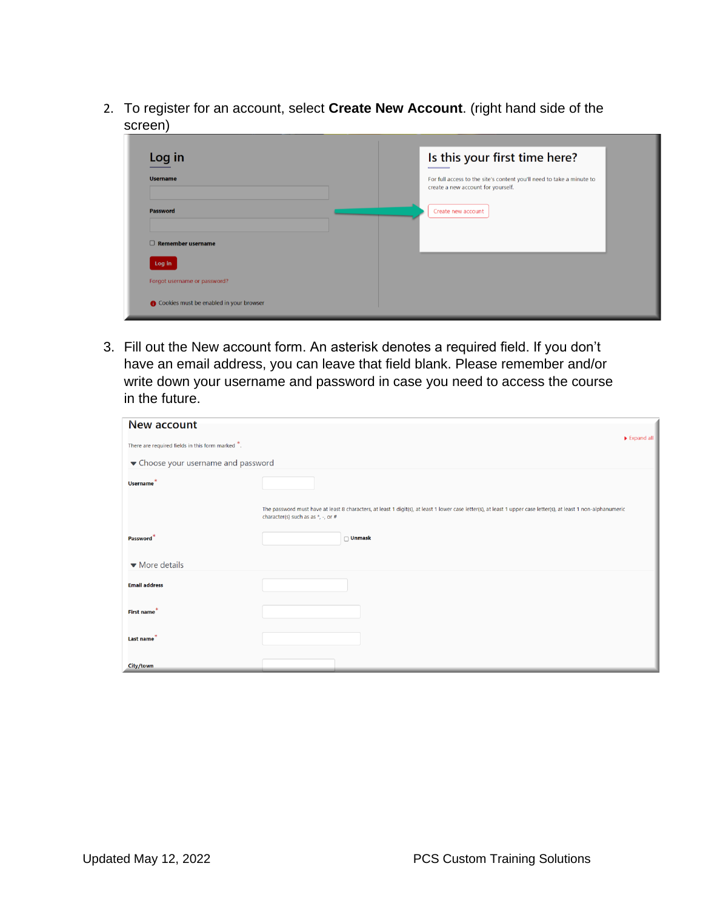2. To register for an account, select **Create New Account**. (right hand side of the screen)

3. Fill out the New account form. An asterisk denotes a required field. If you don't have an email address, you can leave that field blank. Please remember and/or write down your username and password in case you need to access the course in the future.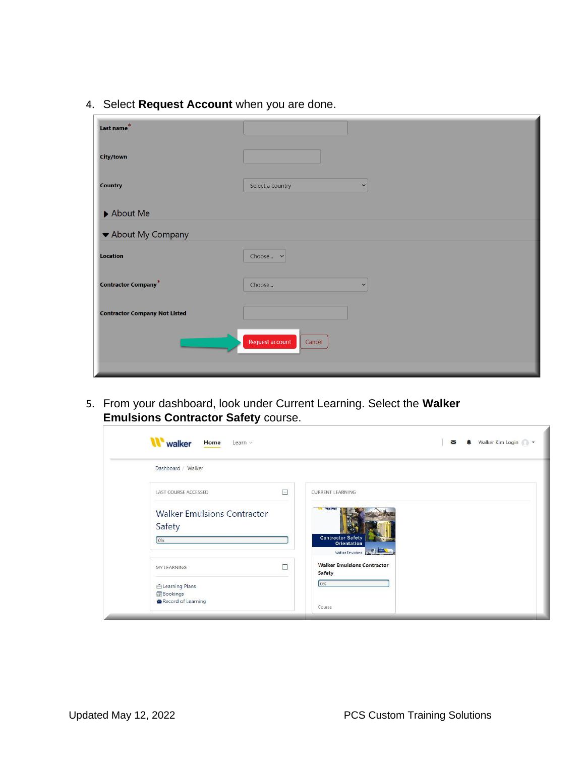4. Select **Request Account** when you are done.

5. From your dashboard, look under Current Learning. Select the **Walker Emulsions Contractor Safety** course.

Updated May 12, 2022 PCS Custom Training Solutions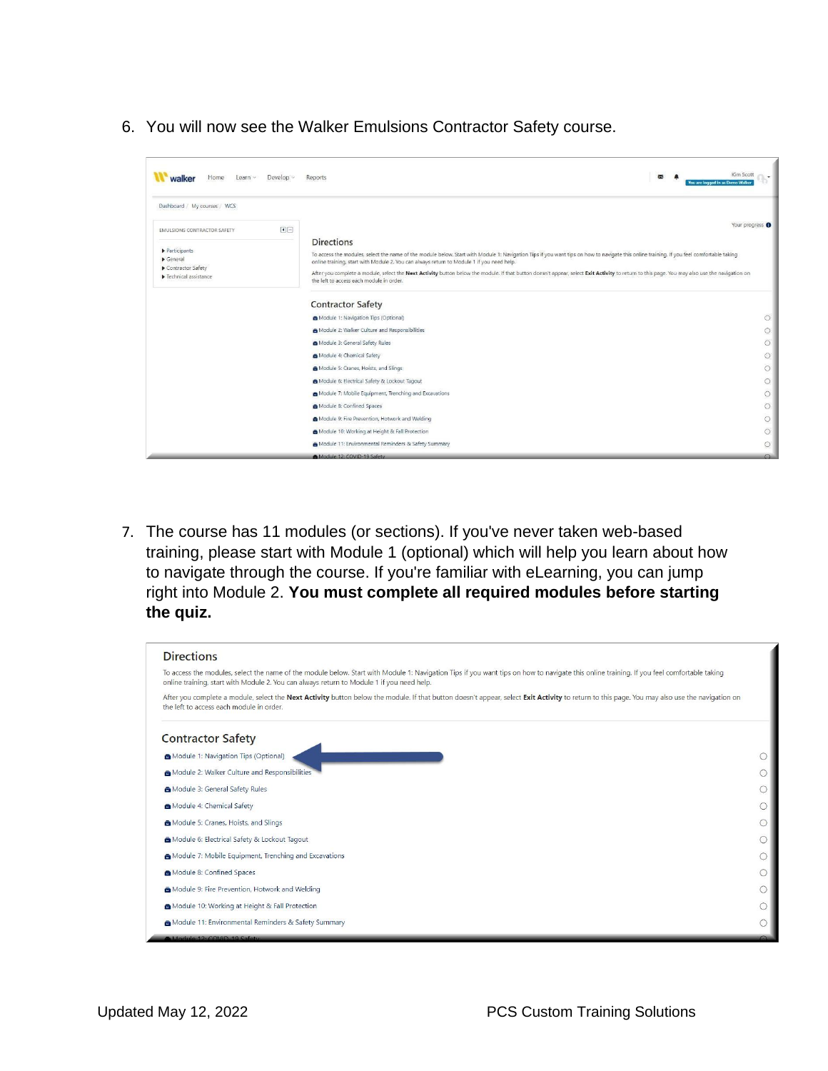6. You will now see the Walker Emulsions Contractor Safety course.

7. The course has 11 modules (or sections). If you've never taken web-based training, please start with Module 1 (optional) which will help you learn about how to navigate through the course. If you're familiar with eLearning, you can jump right into Module 2. **You must complete all required modules before starting the quiz.**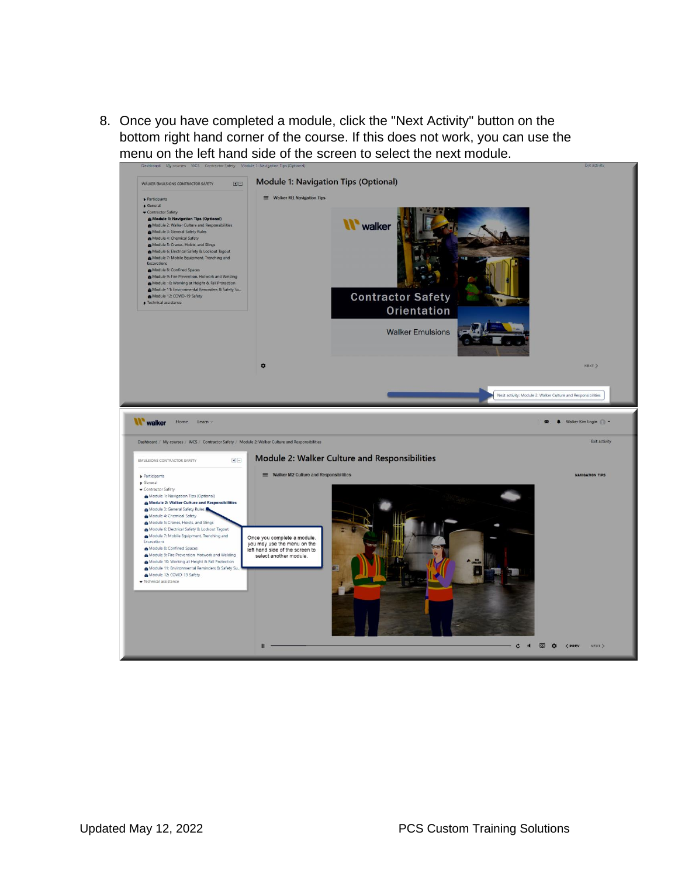8. Once you have completed a module, click the "Next Activity" button on the bottom right hand corner of the course. If this does not work, you can use the menu on the left hand side of the screen to select the next module.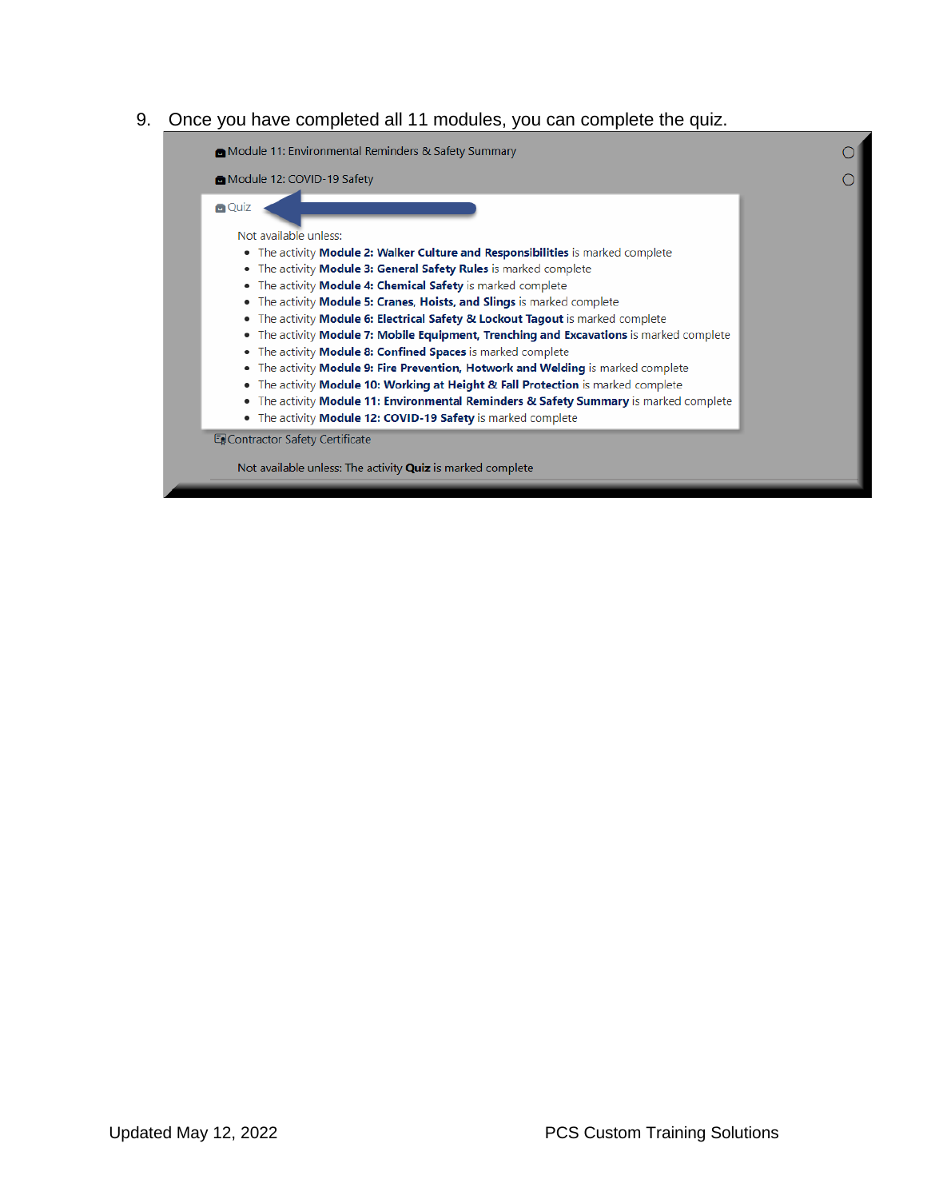9. Once you have completed all 11 modules, you can complete the quiz.

Module 11: Environmental Reminders & Safety Summary

Module 12: COVID-19 Safety

Quiz

Not available unless:

- The activity **Module 2: Walker Culture and Responsibilities** is marked complete
- The activity **Module 3: General Safety Rules** is marked complete
- The activity **Module 4: Chemical Safety** is marked complete
- The activity **Module 5: Cranes, Hoists, and Slings** is marked complete
- The activity **Module 6: Electrical Safety & Lockout Tagout** is marked complete
- The activity **Module 7: Mobile Equipment, Trenching and Excavations** is marked complete
- The activity **Module 8: Confined Spaces** is marked complete
- The activity **Module 9: Fire Prevention, Hotwork and Welding** is marked complete
- The activity **Module 10: Working at Height & Fall Protection** is marked complete
- The activity **Module 11: Environmental Reminders & Safety Summary** is marked complete
- The activity **Module 12: COVID-19 Safety** is marked complete

Contractor Safety Certificate

Not available unless: The activity **Quiz** is marked complete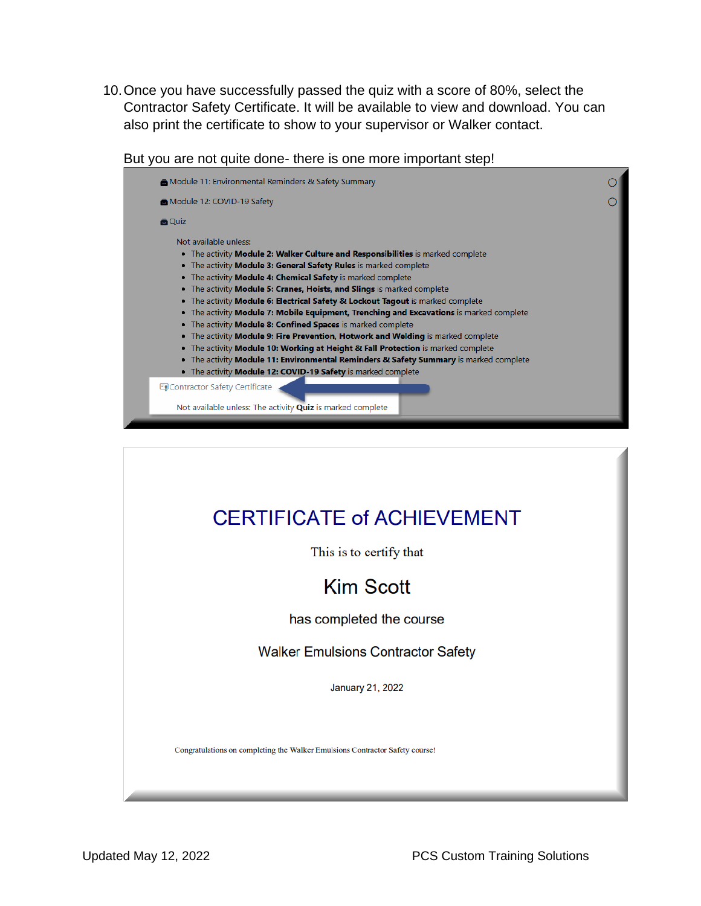10. Once you have successfully passed the quiz with a score of 80%, select the Contractor Safety Certificate. It will be available to view and download. You can also print the certificate to show to your supervisor or Walker contact.

But you are not quite done- there is one more important step!

Module 11: Environmental Reminders & Safety Summary

Module 12: COVID-19 Safety

Quiz

Not available unless:

- The activity **Module 2: Walker Culture and Responsibilities** is marked complete
- The activity **Module 3: General Safety Rules** is marked complete
- The activity **Module 4: Chemical Safety** is marked complete
- The activity **Module 5: Cranes, Hoists, and Slings** is marked complete
- The activity **Module 6: Electrical Safety & Lockout Tagout** is marked complete
- The activity **Module 7: Mobile Equipment, Trenching and Excavations** is marked complete
- The activity **Module 8: Confined Spaces** is marked complete
- The activity **Module 9: Fire Prevention, Hotwork and Welding** is marked complete
- The activity **Module 10: Working at Height & Fall Protection** is marked complete
- The activity **Module 11: Environmental Reminders & Safety Summary** is marked complete
- The activity **Module 12: COVID-19 Safety** is marked complete

Contractor Safety Certificate

Not available unless: The activity **Quiz** is marked complete

CERTIFICATE of ACHIEVEMENT

This is to certify that

Kim Scott

has completed the course

Walker Emulsions Contractor Safety

January 21, 2022

Congratulations on completing the Walker Emulsions Contractor Safety course!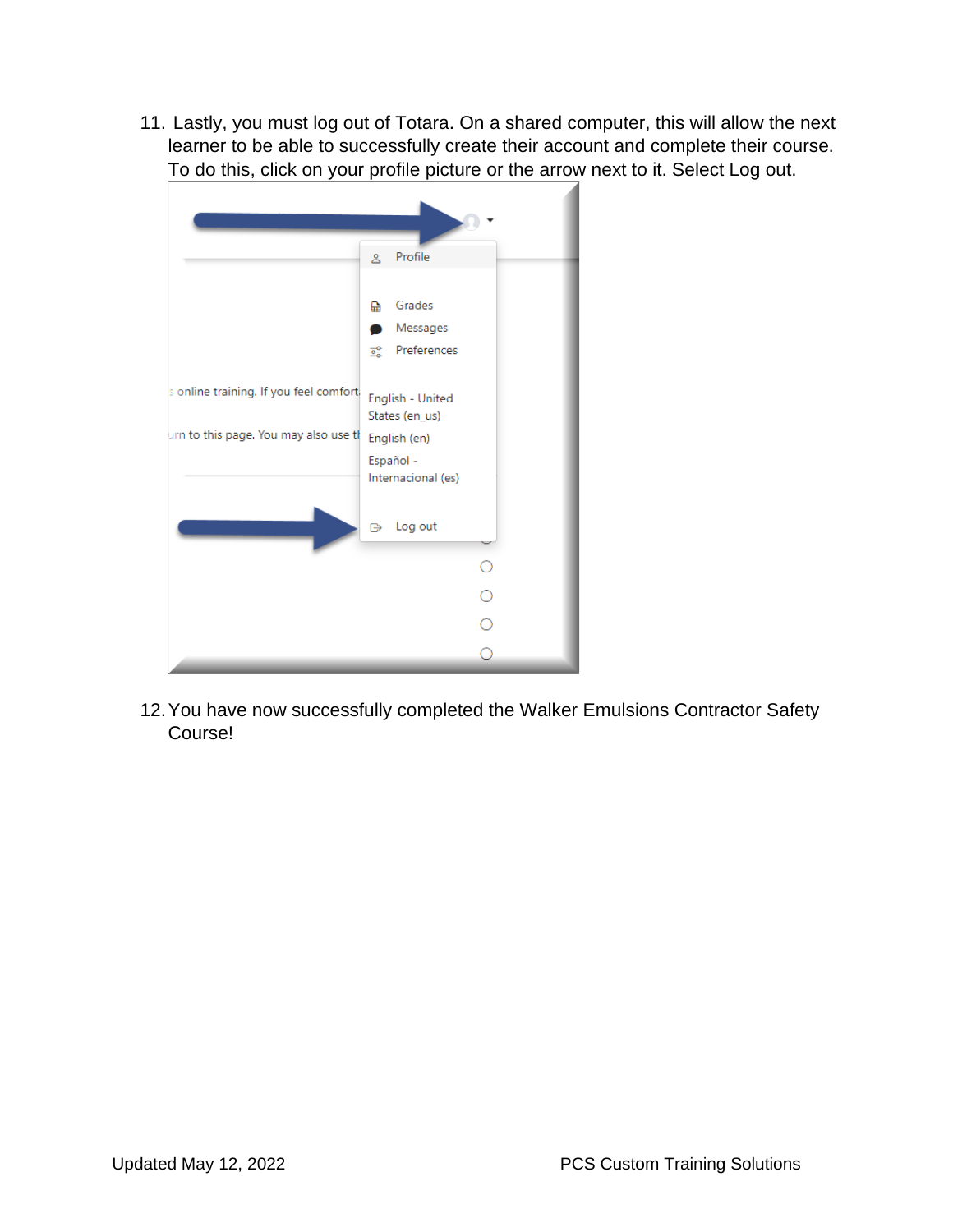11. Lastly, you must log out of Totara. On a shared computer, this will allow the next learner to be able to successfully create their account and complete their course. To do this, click on your profile picture or the arrow next to it. Select Log out.

12. You have now successfully completed the Walker Emulsions Contractor Safety Course!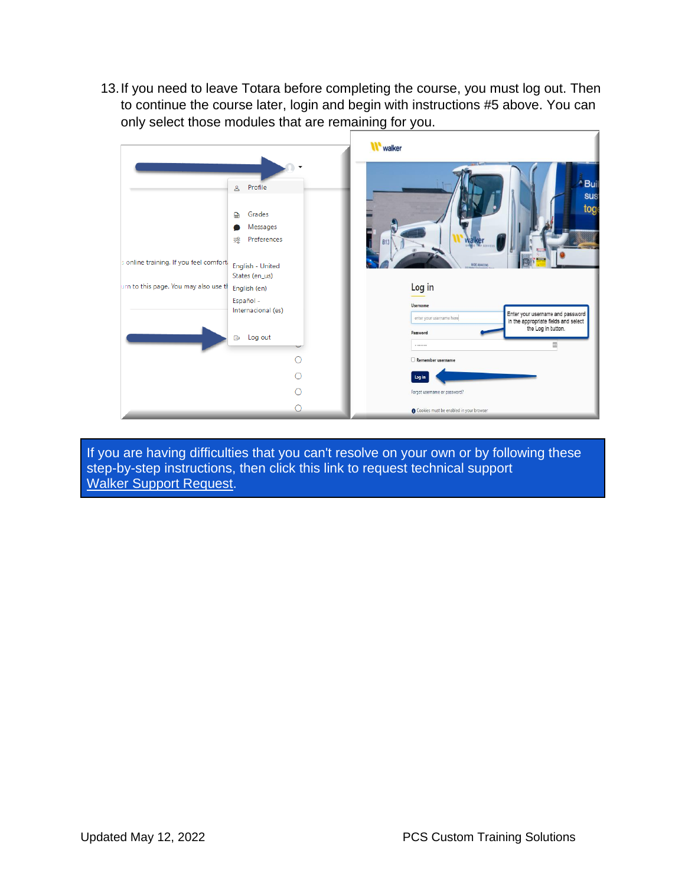13. If you need to leave Totara before completing the course, you must log out. Then to continue the course later, login and begin with instructions #5 above. You can only select those modules that are remaining for you.

If you are having difficulties that you can't resolve on your own or by following these step-by-step instructions, then click this link to request technical support [Walker Support Request](#).

Updated May 12, 2022

PCS Custom Training Solutions